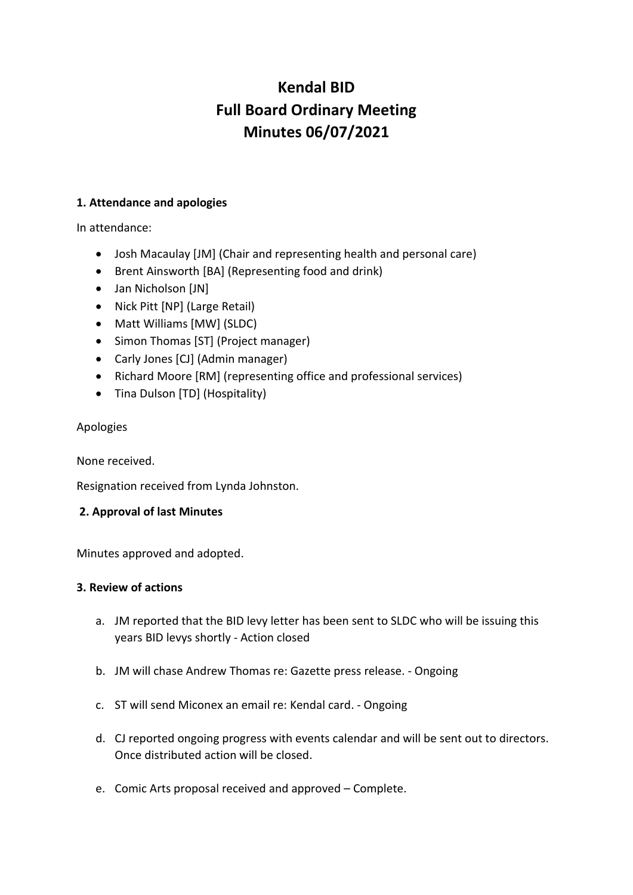# Kendal BID
# Full Board Ordinary Meeting
# Minutes 06/07/2021

### 1. Attendance and apologies

In attendance:

- Josh Macaulay [JM] (Chair and representing health and personal care)
- Brent Ainsworth [BA] (Representing food and drink)
- Jan Nicholson [JN]
- Nick Pitt [NP] (Large Retail)
- Matt Williams [MW] (SLDC)
- Simon Thomas [ST] (Project manager)
- Carly Jones [CJ] (Admin manager)
- Richard Moore [RM] (representing office and professional services)
- Tina Dulson [TD] (Hospitality)

Apologies

None received.

Resignation received from Lynda Johnston.

### 2. Approval of last Minutes

Minutes approved and adopted.

### 3. Review of actions

a. JM reported that the BID levy letter has been sent to SLDC who will be issuing this years BID levys shortly - Action closed

b. JM will chase Andrew Thomas re: Gazette press release. - Ongoing

c. ST will send Miconex an email re: Kendal card. - Ongoing

d. CJ reported ongoing progress with events calendar and will be sent out to directors. Once distributed action will be closed.

e. Comic Arts proposal received and approved – Complete.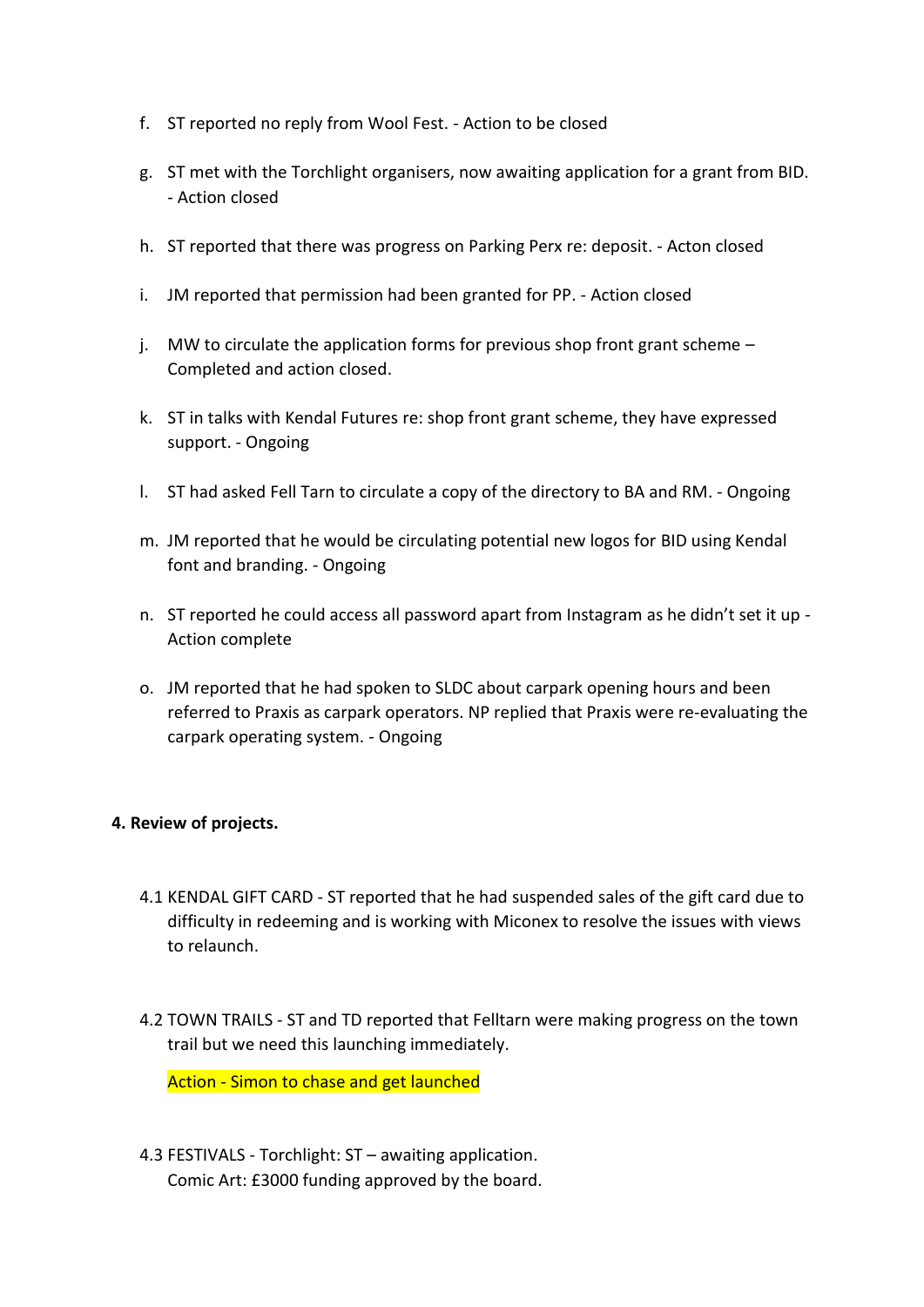f. ST reported no reply from Wool Fest. - Action to be closed

g. ST met with the Torchlight organisers, now awaiting application for a grant from BID. - Action closed

h. ST reported that there was progress on Parking Perx re: deposit. - Acton closed

i. JM reported that permission had been granted for PP. - Action closed

j. MW to circulate the application forms for previous shop front grant scheme – Completed and action closed.

k. ST in talks with Kendal Futures re: shop front grant scheme, they have expressed support. - Ongoing

l. ST had asked Fell Tarn to circulate a copy of the directory to BA and RM. - Ongoing

m. JM reported that he would be circulating potential new logos for BID using Kendal font and branding. - Ongoing

n. ST reported he could access all password apart from Instagram as he didn't set it up - Action complete

o. JM reported that he had spoken to SLDC about carpark opening hours and been referred to Praxis as carpark operators. NP replied that Praxis were re-evaluating the carpark operating system. - Ongoing

**4. Review of projects.**

4.1 KENDAL GIFT CARD - ST reported that he had suspended sales of the gift card due to difficulty in redeeming and is working with Miconex to resolve the issues with views to relaunch.

4.2 TOWN TRAILS - ST and TD reported that Felltarn were making progress on the town trail but we need this launching immediately.

Action - Simon to chase and get launched

4.3 FESTIVALS - Torchlight: ST – awaiting application.
Comic Art: £3000 funding approved by the board.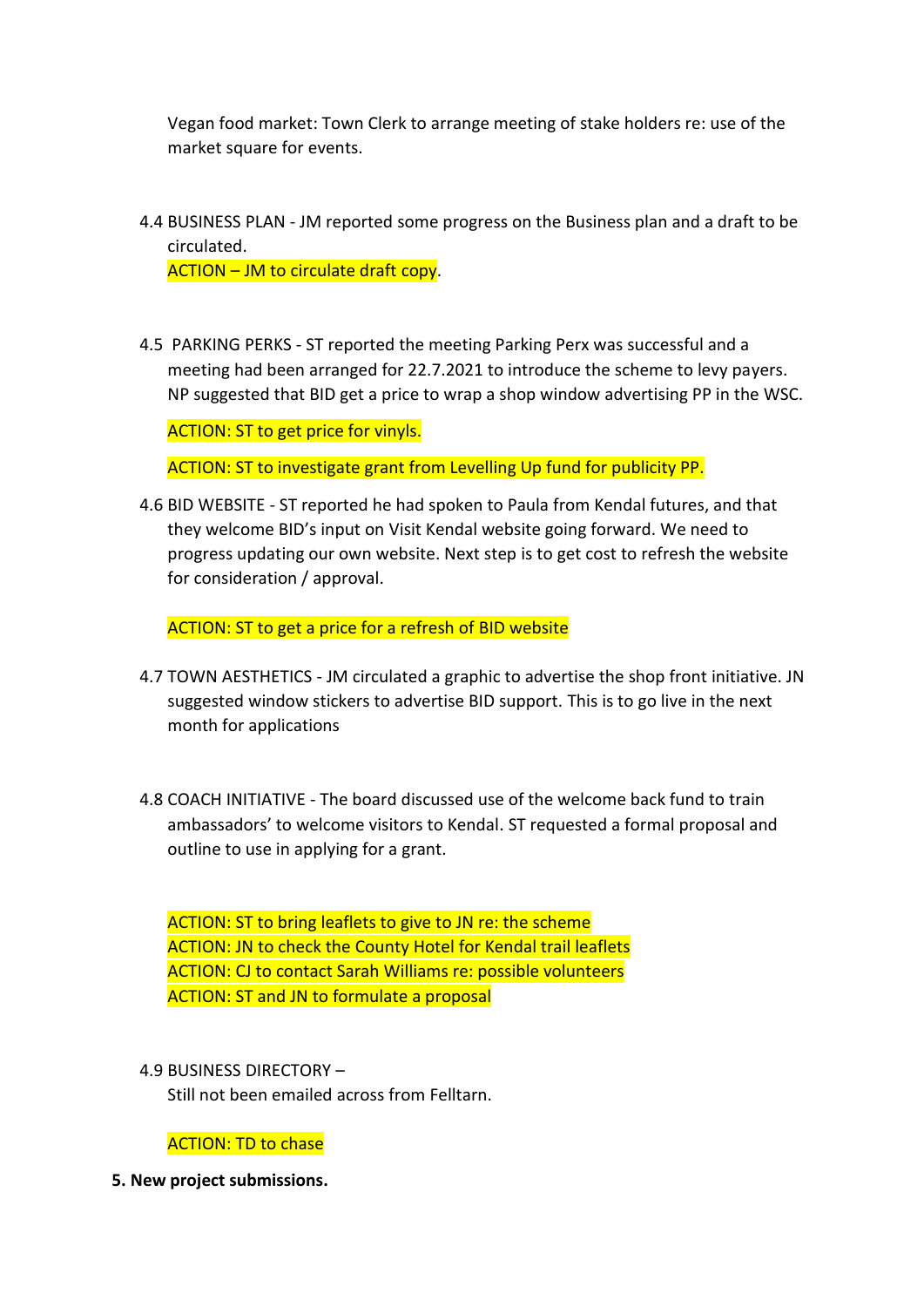Vegan food market: Town Clerk to arrange meeting of stake holders re: use of the market square for events.

4.4 BUSINESS PLAN - JM reported some progress on the Business plan and a draft to be circulated.
ACTION – JM to circulate draft copy.

4.5 PARKING PERKS - ST reported the meeting Parking Perx was successful and a meeting had been arranged for 22.7.2021 to introduce the scheme to levy payers. NP suggested that BID get a price to wrap a shop window advertising PP in the WSC.

ACTION: ST to get price for vinyls.

ACTION: ST to investigate grant from Levelling Up fund for publicity PP.

4.6 BID WEBSITE - ST reported he had spoken to Paula from Kendal futures, and that they welcome BID's input on Visit Kendal website going forward. We need to progress updating our own website. Next step is to get cost to refresh the website for consideration / approval.

ACTION: ST to get a price for a refresh of BID website

4.7 TOWN AESTHETICS - JM circulated a graphic to advertise the shop front initiative. JN suggested window stickers to advertise BID support. This is to go live in the next month for applications

4.8 COACH INITIATIVE - The board discussed use of the welcome back fund to train ambassadors' to welcome visitors to Kendal. ST requested a formal proposal and outline to use in applying for a grant.

ACTION: ST to bring leaflets to give to JN re: the scheme
ACTION: JN to check the County Hotel for Kendal trail leaflets
ACTION: CJ to contact Sarah Williams re: possible volunteers
ACTION: ST and JN to formulate a proposal

4.9 BUSINESS DIRECTORY –
Still not been emailed across from Felltarn.

ACTION: TD to chase

**5. New project submissions.**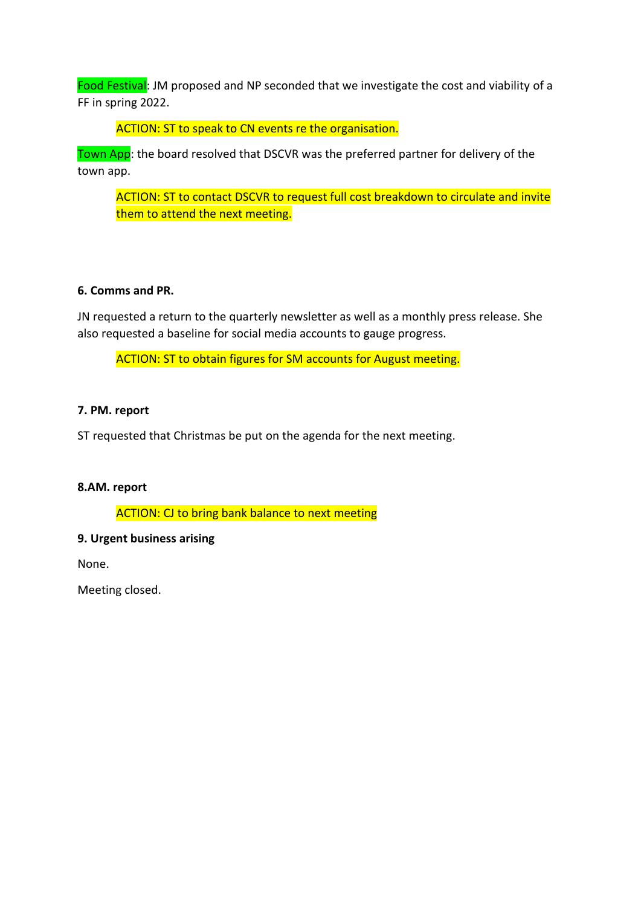Food Festival: JM proposed and NP seconded that we investigate the cost and viability of a FF in spring 2022.

> ACTION: ST to speak to CN events re the organisation.

Town App: the board resolved that DSCVR was the preferred partner for delivery of the town app.

> ACTION: ST to contact DSCVR to request full cost breakdown to circulate and invite them to attend the next meeting.

**6. Comms and PR.**

JN requested a return to the quarterly newsletter as well as a monthly press release. She also requested a baseline for social media accounts to gauge progress.

> ACTION: ST to obtain figures for SM accounts for August meeting.

**7. PM. report**

ST requested that Christmas be put on the agenda for the next meeting.

**8.AM. report**

> ACTION: CJ to bring bank balance to next meeting

**9. Urgent business arising**

None.

Meeting closed.